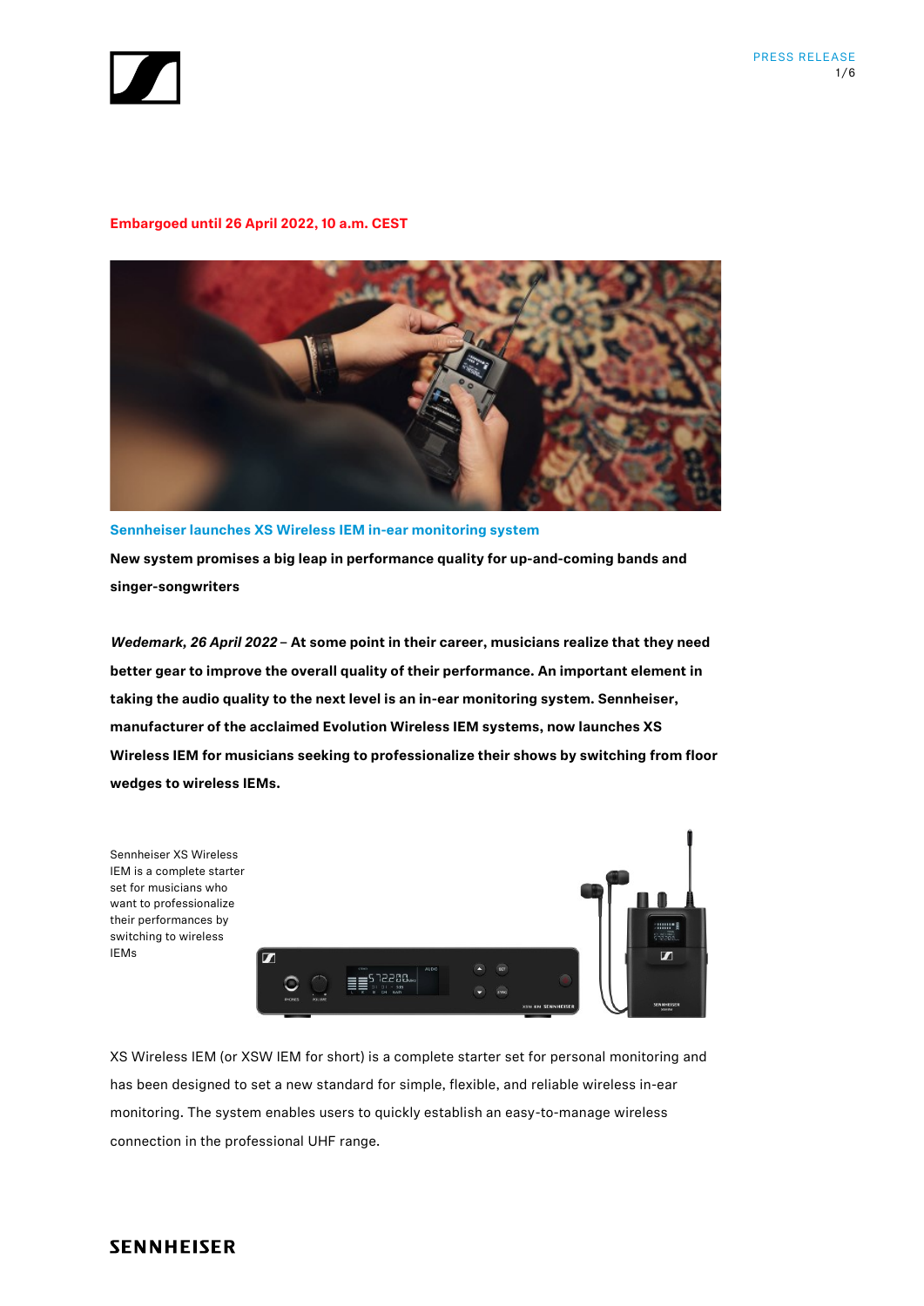Embargoed until 26 April 2022, 10 a.m. CEST

## Sennheiser launches XS Wireless IEM in-ear monitoring system

**New system promises a big leap in performance quality for up-and-coming bands and singer-songwriters**

***Wedemark, 26 April 2022* – At some point in their career, musicians realize that they need better gear to improve the overall quality of their performance. An important element in taking the audio quality to the next level is an in-ear monitoring system. Sennheiser, manufacturer of the acclaimed Evolution Wireless IEM systems, now launches XS Wireless IEM for musicians seeking to professionalize their shows by switching from floor wedges to wireless IEMs.**

Sennheiser XS Wireless IEM is a complete starter set for musicians who want to professionalize their performances by switching to wireless IEMs

XS Wireless IEM (or XSW IEM for short) is a complete starter set for personal monitoring and has been designed to set a new standard for simple, flexible, and reliable wireless in-ear monitoring. The system enables users to quickly establish an easy-to-manage wireless connection in the professional UHF range.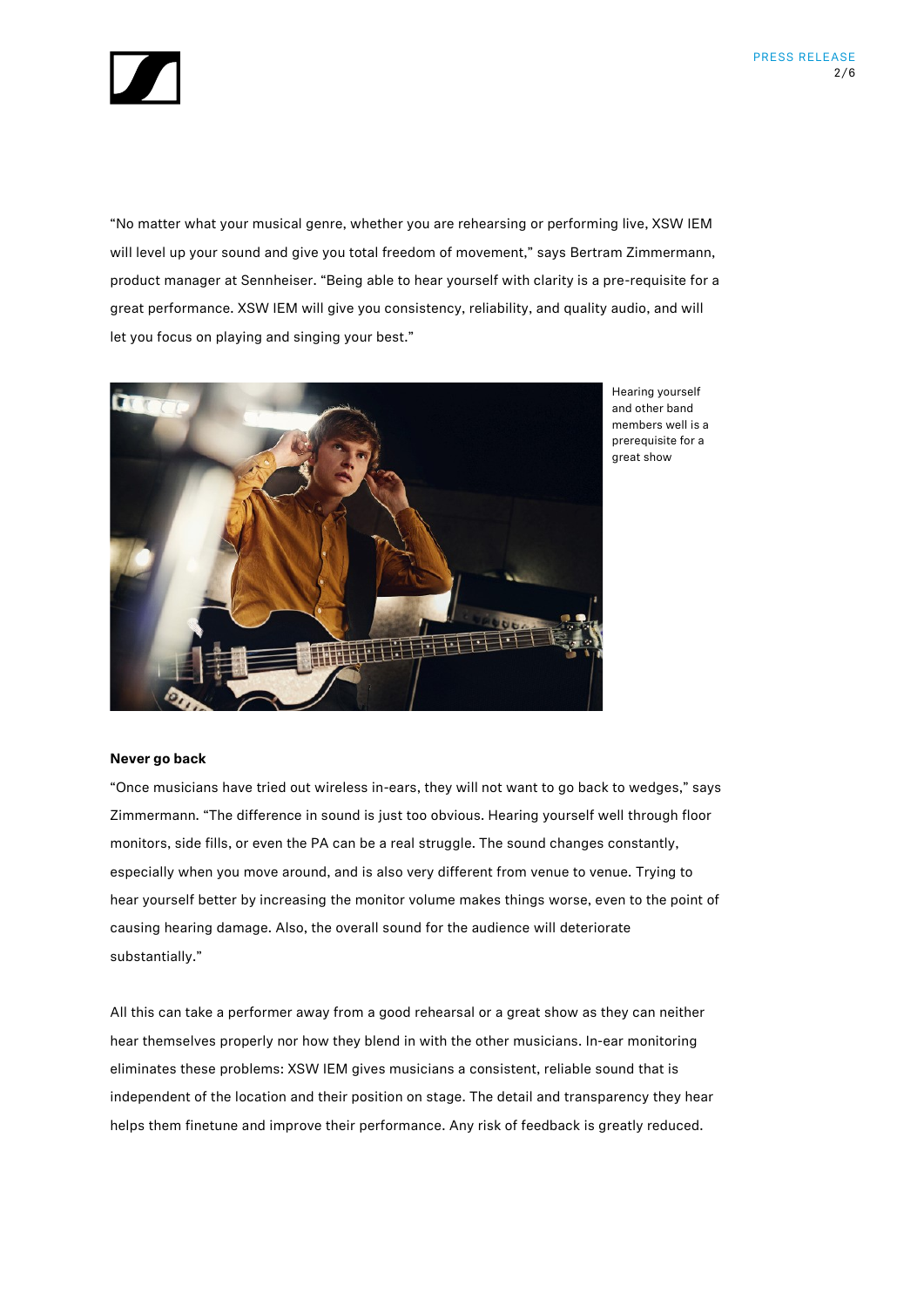"No matter what your musical genre, whether you are rehearsing or performing live, XSW IEM will level up your sound and give you total freedom of movement," says Bertram Zimmermann, product manager at Sennheiser. "Being able to hear yourself with clarity is a pre-requisite for a great performance. XSW IEM will give you consistency, reliability, and quality audio, and will let you focus on playing and singing your best."

Hearing yourself and other band members well is a prerequisite for a great show

**Never go back**

"Once musicians have tried out wireless in-ears, they will not want to go back to wedges," says Zimmermann. "The difference in sound is just too obvious. Hearing yourself well through floor monitors, side fills, or even the PA can be a real struggle. The sound changes constantly, especially when you move around, and is also very different from venue to venue. Trying to hear yourself better by increasing the monitor volume makes things worse, even to the point of causing hearing damage. Also, the overall sound for the audience will deteriorate substantially."

All this can take a performer away from a good rehearsal or a great show as they can neither hear themselves properly nor how they blend in with the other musicians. In-ear monitoring eliminates these problems: XSW IEM gives musicians a consistent, reliable sound that is independent of the location and their position on stage. The detail and transparency they hear helps them finetune and improve their performance. Any risk of feedback is greatly reduced.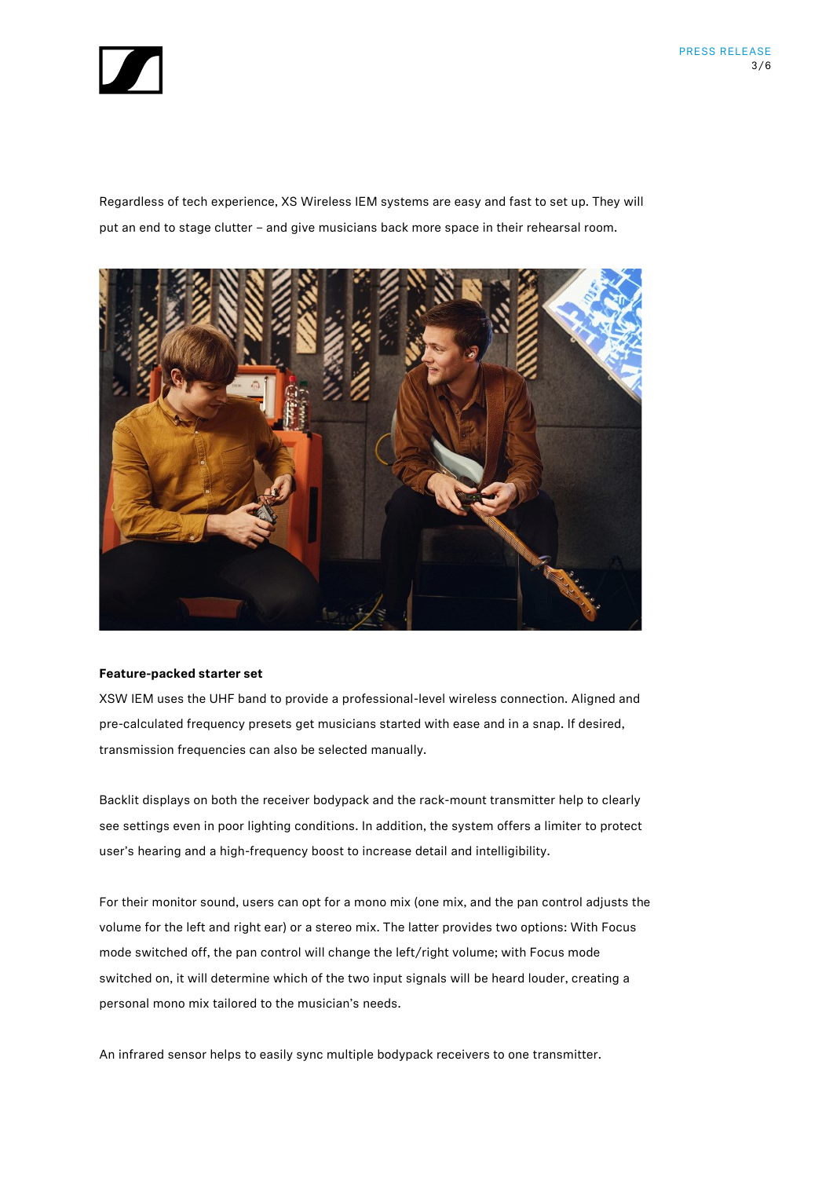Regardless of tech experience, XS Wireless IEM systems are easy and fast to set up. They will put an end to stage clutter – and give musicians back more space in their rehearsal room.

**Feature-packed starter set**

XSW IEM uses the UHF band to provide a professional-level wireless connection. Aligned and pre-calculated frequency presets get musicians started with ease and in a snap. If desired, transmission frequencies can also be selected manually.

Backlit displays on both the receiver bodypack and the rack-mount transmitter help to clearly see settings even in poor lighting conditions. In addition, the system offers a limiter to protect user's hearing and a high-frequency boost to increase detail and intelligibility.

For their monitor sound, users can opt for a mono mix (one mix, and the pan control adjusts the volume for the left and right ear) or a stereo mix. The latter provides two options: With Focus mode switched off, the pan control will change the left/right volume; with Focus mode switched on, it will determine which of the two input signals will be heard louder, creating a personal mono mix tailored to the musician's needs.

An infrared sensor helps to easily sync multiple bodypack receivers to one transmitter.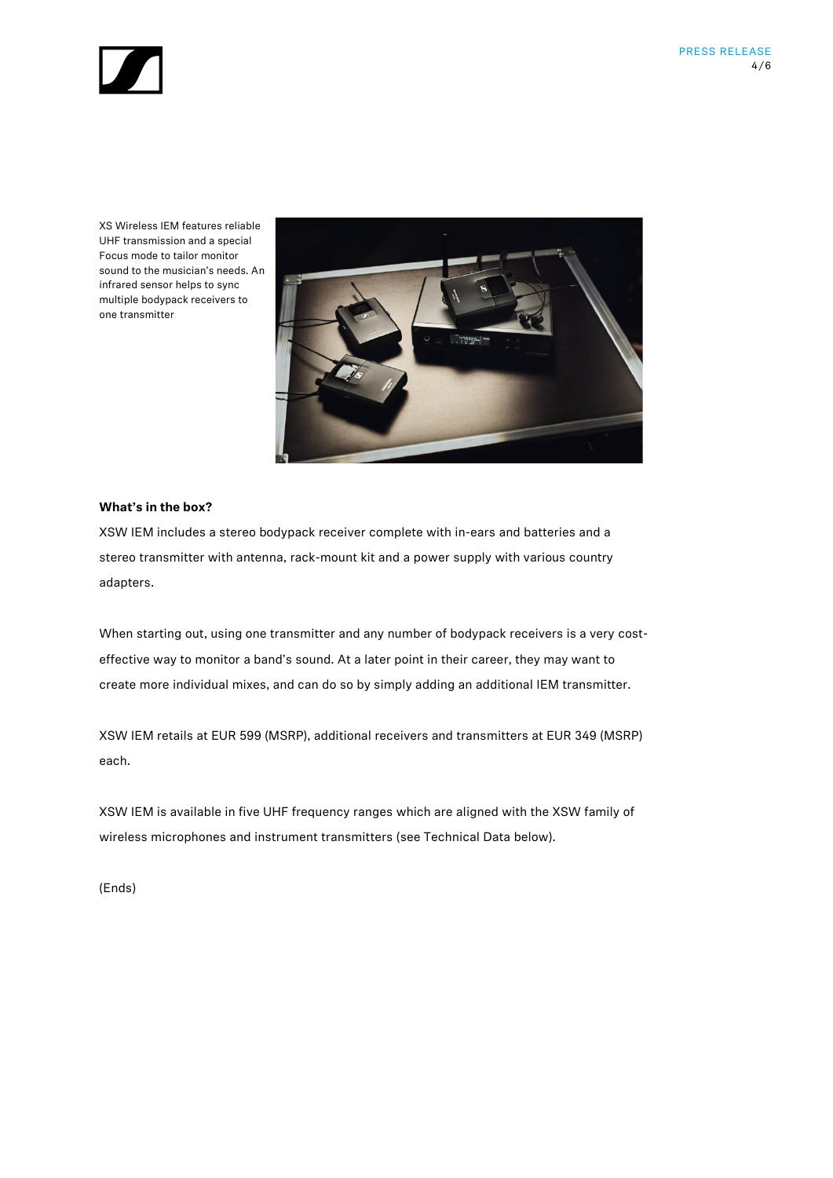XS Wireless IEM features reliable UHF transmission and a special Focus mode to tailor monitor sound to the musician's needs. An infrared sensor helps to sync multiple bodypack receivers to one transmitter

**What's in the box?**

XSW IEM includes a stereo bodypack receiver complete with in-ears and batteries and a stereo transmitter with antenna, rack-mount kit and a power supply with various country adapters.

When starting out, using one transmitter and any number of bodypack receivers is a very cost-effective way to monitor a band's sound. At a later point in their career, they may want to create more individual mixes, and can do so by simply adding an additional IEM transmitter.

XSW IEM retails at EUR 599 (MSRP), additional receivers and transmitters at EUR 349 (MSRP) each.

XSW IEM is available in five UHF frequency ranges which are aligned with the XSW family of wireless microphones and instrument transmitters (see Technical Data below).

(Ends)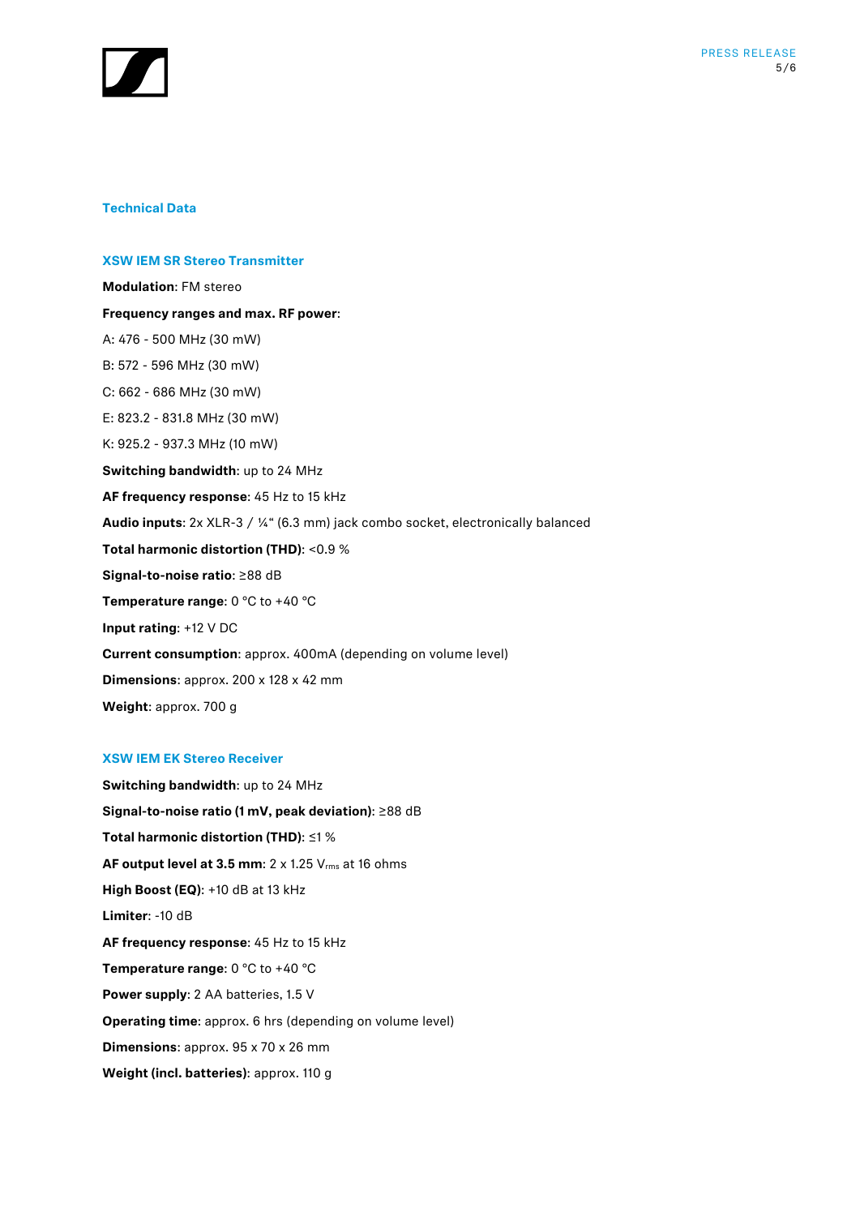## Technical Data

### XSW IEM SR Stereo Transmitter

**Modulation**: FM stereo

**Frequency ranges and max. RF power**:

A: 476 - 500 MHz (30 mW)

B: 572 - 596 MHz (30 mW)

C: 662 - 686 MHz (30 mW)

E: 823.2 - 831.8 MHz (30 mW)

K: 925.2 - 937.3 MHz (10 mW)

**Switching bandwidth**: up to 24 MHz

**AF frequency response**: 45 Hz to 15 kHz

**Audio inputs**: 2x XLR-3 / ¼“ (6.3 mm) jack combo socket, electronically balanced

**Total harmonic distortion (THD)**: <0.9 %

**Signal-to-noise ratio**: ≥88 dB

**Temperature range**: 0 °C to +40 °C

**Input rating**: +12 V DC

**Current consumption**: approx. 400mA (depending on volume level)

**Dimensions**: approx. 200 x 128 x 42 mm

**Weight**: approx. 700 g

### XSW IEM EK Stereo Receiver

**Switching bandwidth**: up to 24 MHz

**Signal-to-noise ratio (1 mV, peak deviation)**: ≥88 dB

**Total harmonic distortion (THD)**: ≤1 %

**AF output level at 3.5 mm**: 2 x 1.25 $V_{rms}$ at 16 ohms

**High Boost (EQ)**: +10 dB at 13 kHz

**Limiter**: -10 dB

**AF frequency response**: 45 Hz to 15 kHz

**Temperature range**: 0 °C to +40 °C

**Power supply**: 2 AA batteries, 1.5 V

**Operating time**: approx. 6 hrs (depending on volume level)

**Dimensions**: approx. 95 x 70 x 26 mm

**Weight (incl. batteries)**: approx. 110 g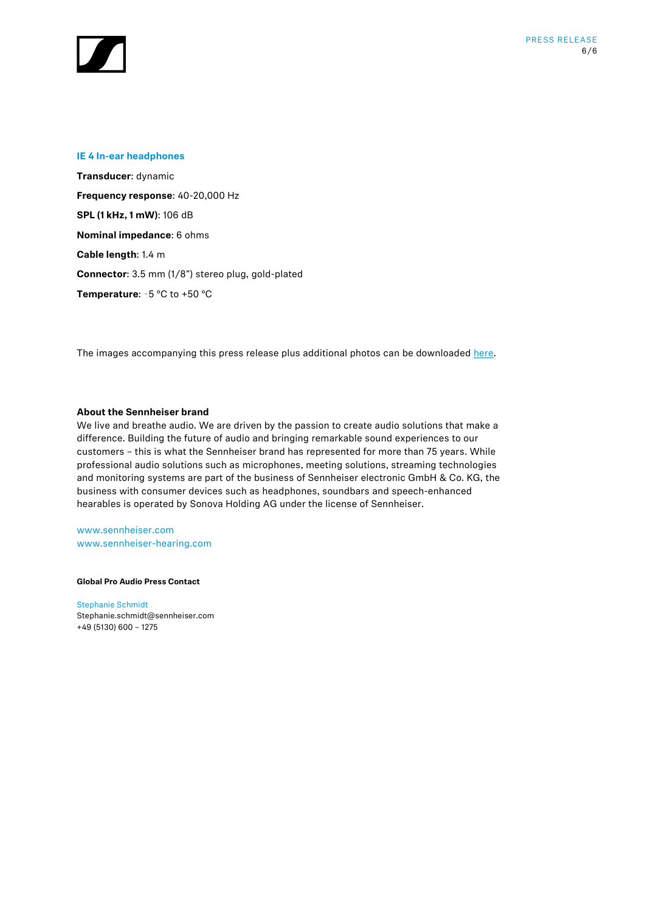### IE 4 In-ear headphones

**Transducer**: dynamic

**Frequency response**: 40-20,000 Hz

**SPL (1 kHz, 1 mW)**: 106 dB

**Nominal impedance**: 6 ohms

**Cable length**: 1.4 m

**Connector**: 3.5 mm (1/8") stereo plug, gold-plated

**Temperature**: -5 °C to +50 °C

The images accompanying this press release plus additional photos can be downloaded here.

**About the Sennheiser brand**

We live and breathe audio. We are driven by the passion to create audio solutions that make a difference. Building the future of audio and bringing remarkable sound experiences to our customers – this is what the Sennheiser brand has represented for more than 75 years. While professional audio solutions such as microphones, meeting solutions, streaming technologies and monitoring systems are part of the business of Sennheiser electronic GmbH & Co. KG, the business with consumer devices such as headphones, soundbars and speech-enhanced hearables is operated by Sonova Holding AG under the license of Sennheiser.

www.sennheiser.com
www.sennheiser-hearing.com

**Global Pro Audio Press Contact**

Stephanie Schmidt
Stephanie.schmidt@sennheiser.com
+49 (5130) 600 – 1275